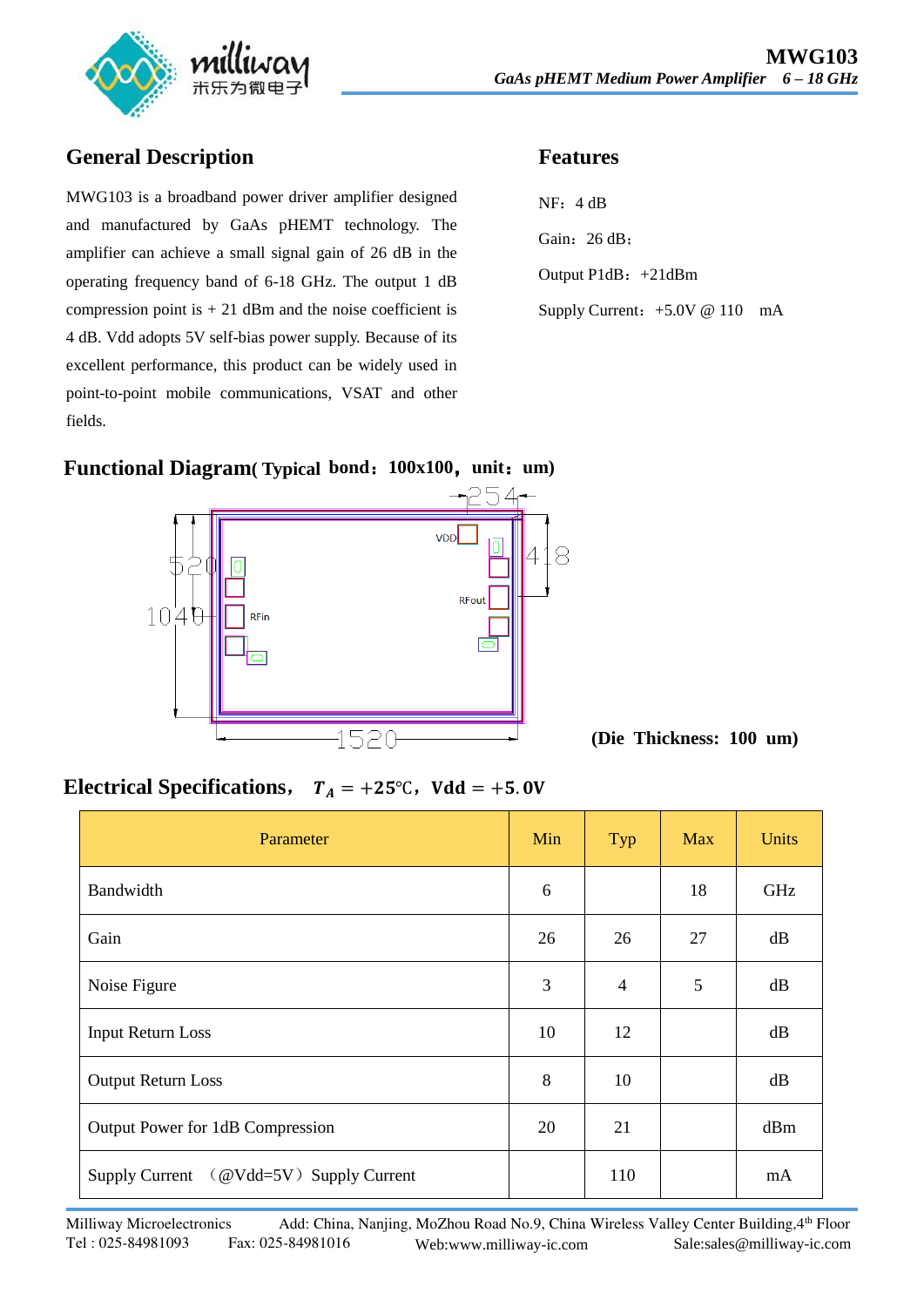# MWG103

*GaAs pHEMT Medium Power Amplifier 6 – 18 GHz*

## General Description

MWG103 is a broadband power driver amplifier designed and manufactured by GaAs pHEMT technology. The amplifier can achieve a small signal gain of 26 dB in the operating frequency band of 6-18 GHz. The output 1 dB compression point is + 21 dBm and the noise coefficient is 4 dB. Vdd adopts 5V self-bias power supply. Because of its excellent performance, this product can be widely used in point-to-point mobile communications, VSAT and other fields.

## Features

NF：4 dB

Gain：26 dB；

Output P1dB：+21dBm

Supply Current：+5.0V @ 110 mA

## Functional Diagram( Typical bond：100x100，unit：um)

254

418

520

1040

VDD

RFout

RFin

1520

**(Die Thickness: 100 um)**

## Electrical Specifications， $T_A = +25℃$，Vdd = +5.0V

| Parameter | Min | Typ | Max | Units |
|---|---|---|---|---|
| Bandwidth | 6 | | 18 | GHz |
| Gain | 26 | 26 | 27 | dB |
| Noise Figure | 3 | 4 | 5 | dB |
| Input Return Loss | 10 | 12 | | dB |
| Output Return Loss | 8 | 10 | | dB |
| Output Power for 1dB Compression | 20 | 21 | | dBm |
| Supply Current （@Vdd=5V）Supply Current | | 110 | | mA |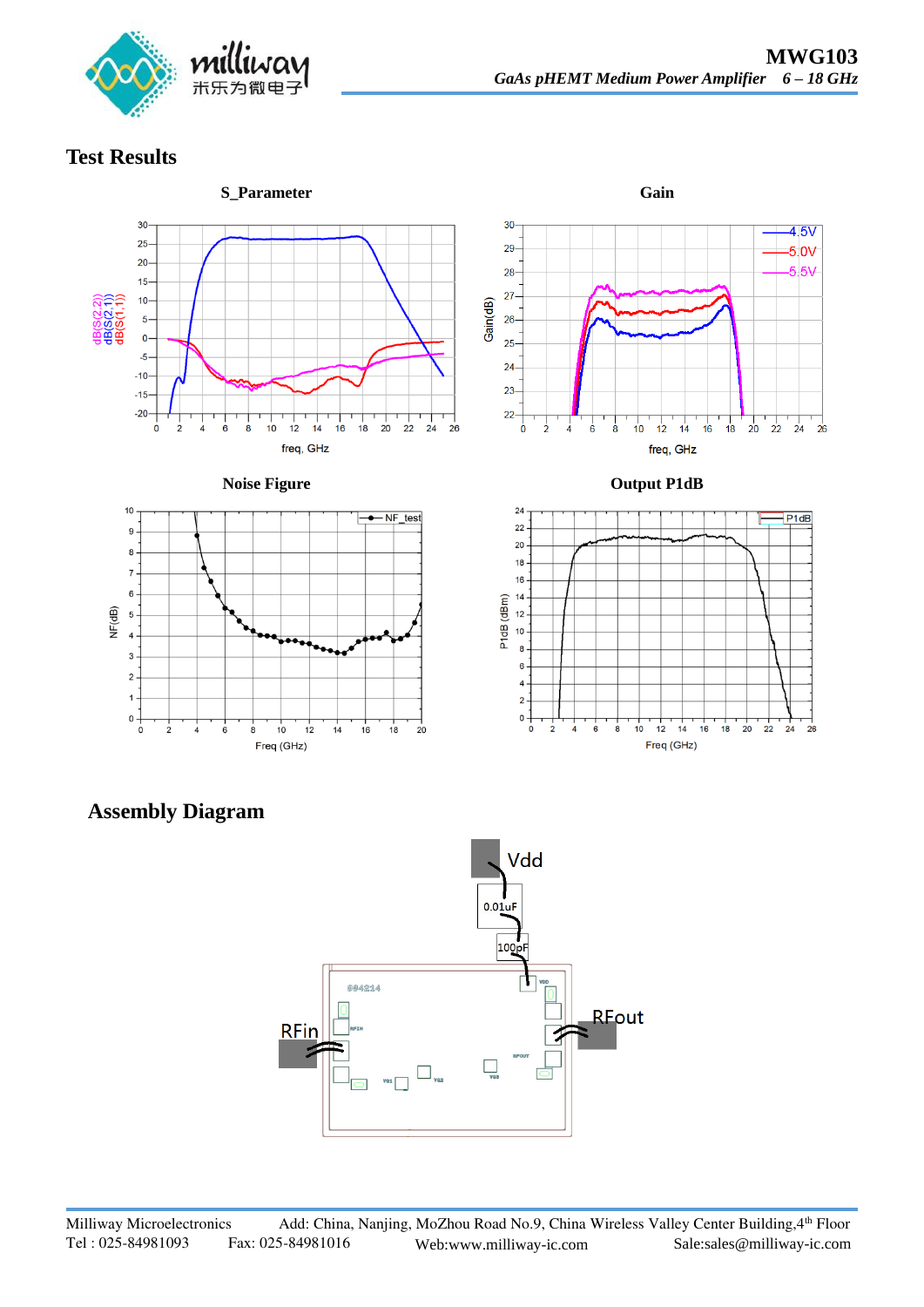# Test Results

S_Parameter

30
25
20
15
10
5
0
-5
-10
-15
-20

dB(S(2,2))
dB(S(2,1))
dB(S(1,1))

0 2 4 6 8 10 12 14 16 18 20 22 24 26

freq, GHz

Gain

30
29
28
27
26
25
24
23
22

Gain(dB)

4.5V
5.0V
5.5V

0 2 4 6 8 10 12 14 16 18 20 22 24 26

freq, GHz

Noise Figure

10
9
8
7
6
5
4
3
2
1
0

NF(dB)

NF_test

0 2 4 6 8 10 12 14 16 18 20

Freq (GHz)

Output P1dB

24
22
20
18
16
14
12
10
8
6
4
2
0

P1dB (dBm)

P1dB

0 2 4 6 8 10 12 14 16 18 20 22 24 26

Freq (GHz)

# Assembly Diagram

Vdd

0.01uF

100pF

RFin

RFout

Milliway Microelectronics Add: China, Nanjing, MoZhou Road No.9, China Wireless Valley Center Building,4th Floor

Tel : 025-84981093 Fax: 025-84981016 Web:www.milliway-ic.com Sale:sales@milliway-ic.com